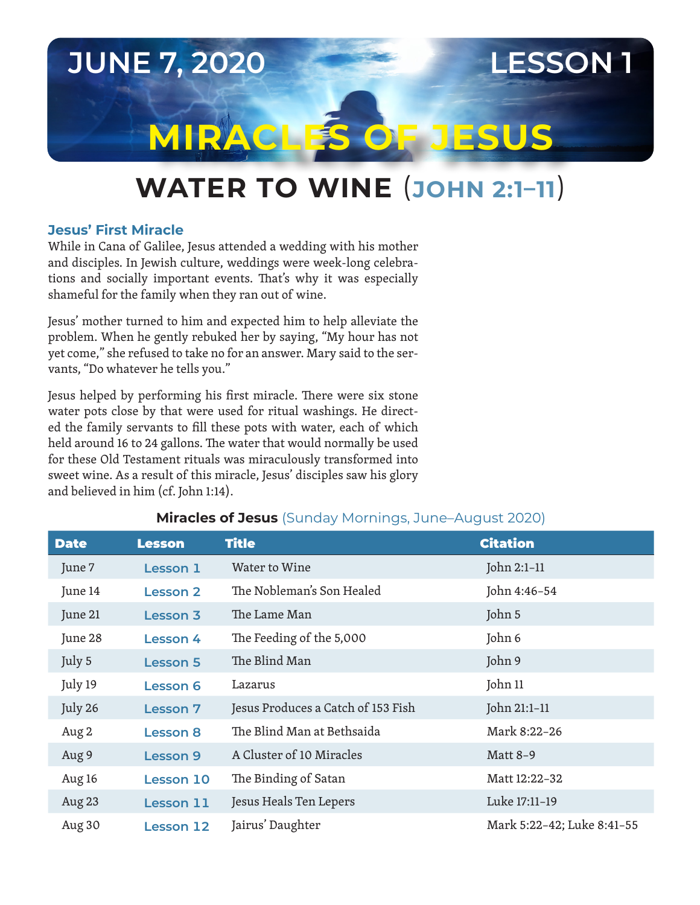JUNE 7, 2020 LESSON 1

# MIRACLES OF JESUS

## WATER TO WINE (JOHN 2:1–11)

### Jesus' First Miracle

While in Cana of Galilee, Jesus attended a wedding with his mother and disciples. In Jewish culture, weddings were week-long celebrations and socially important events. That's why it was especially shameful for the family when they ran out of wine.

Jesus' mother turned to him and expected him to help alleviate the problem. When he gently rebuked her by saying, "My hour has not yet come," she refused to take no for an answer. Mary said to the servants, "Do whatever he tells you."

Jesus helped by performing his first miracle. There were six stone water pots close by that were used for ritual washings. He directed the family servants to fill these pots with water, each of which held around 16 to 24 gallons. The water that would normally be used for these Old Testament rituals was miraculously transformed into sweet wine. As a result of this miracle, Jesus' disciples saw his glory and believed in him (cf. John 1:14).

**Miracles of Jesus** (Sunday Mornings, June–August 2020)

| Date | Lesson | Title | Citation |
|---|---|---|---|
| June 7 | Lesson 1 | Water to Wine | John 2:1–11 |
| June 14 | Lesson 2 | The Nobleman's Son Healed | John 4:46–54 |
| June 21 | Lesson 3 | The Lame Man | John 5 |
| June 28 | Lesson 4 | The Feeding of the 5,000 | John 6 |
| July 5 | Lesson 5 | The Blind Man | John 9 |
| July 19 | Lesson 6 | Lazarus | John 11 |
| July 26 | Lesson 7 | Jesus Produces a Catch of 153 Fish | John 21:1–11 |
| Aug 2 | Lesson 8 | The Blind Man at Bethsaida | Mark 8:22–26 |
| Aug 9 | Lesson 9 | A Cluster of 10 Miracles | Matt 8–9 |
| Aug 16 | Lesson 10 | The Binding of Satan | Matt 12:22–32 |
| Aug 23 | Lesson 11 | Jesus Heals Ten Lepers | Luke 17:11–19 |
| Aug 30 | Lesson 12 | Jairus' Daughter | Mark 5:22–42; Luke 8:41–55 |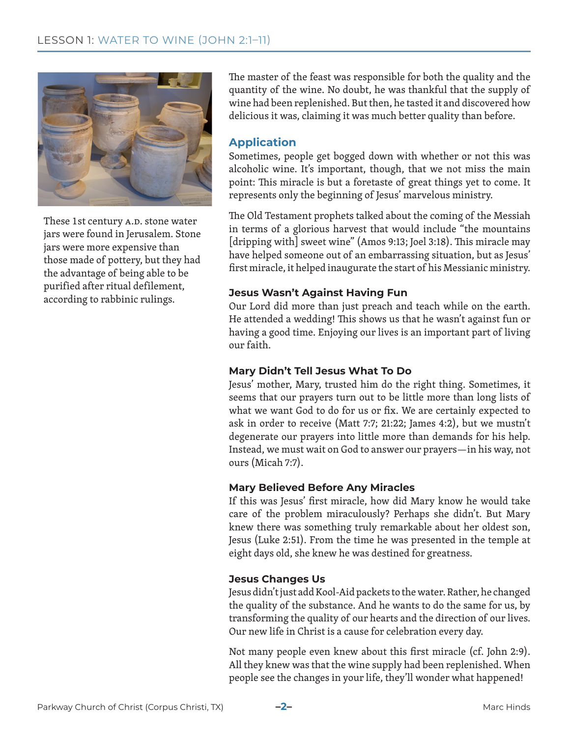The master of the feast was responsible for both the quality and the quantity of the wine. No doubt, he was thankful that the supply of wine had been replenished. But then, he tasted it and discovered how delicious it was, claiming it was much better quality than before.

These 1st century A.D. stone water jars were found in Jerusalem. Stone jars were more expensive than those made of pottery, but they had the advantage of being able to be purified after ritual defilement, according to rabbinic rulings.

## Application

Sometimes, people get bogged down with whether or not this was alcoholic wine. It's important, though, that we not miss the main point: This miracle is but a foretaste of great things yet to come. It represents only the beginning of Jesus' marvelous ministry.

The Old Testament prophets talked about the coming of the Messiah in terms of a glorious harvest that would include "the mountains [dripping with] sweet wine" (Amos 9:13; Joel 3:18). This miracle may have helped someone out of an embarrassing situation, but as Jesus' first miracle, it helped inaugurate the start of his Messianic ministry.

### Jesus Wasn't Against Having Fun

Our Lord did more than just preach and teach while on the earth. He attended a wedding! This shows us that he wasn't against fun or having a good time. Enjoying our lives is an important part of living our faith.

### Mary Didn't Tell Jesus What To Do

Jesus' mother, Mary, trusted him do the right thing. Sometimes, it seems that our prayers turn out to be little more than long lists of what we want God to do for us or fix. We are certainly expected to ask in order to receive (Matt 7:7; 21:22; James 4:2), but we mustn't degenerate our prayers into little more than demands for his help. Instead, we must wait on God to answer our prayers—in his way, not ours (Micah 7:7).

### Mary Believed Before Any Miracles

If this was Jesus' first miracle, how did Mary know he would take care of the problem miraculously? Perhaps she didn't. But Mary knew there was something truly remarkable about her oldest son, Jesus (Luke 2:51). From the time he was presented in the temple at eight days old, she knew he was destined for greatness.

### Jesus Changes Us

Jesus didn't just add Kool-Aid packets to the water. Rather, he changed the quality of the substance. And he wants to do the same for us, by transforming the quality of our hearts and the direction of our lives. Our new life in Christ is a cause for celebration every day.

Not many people even knew about this first miracle (cf. John 2:9). All they knew was that the wine supply had been replenished. When people see the changes in your life, they'll wonder what happened!